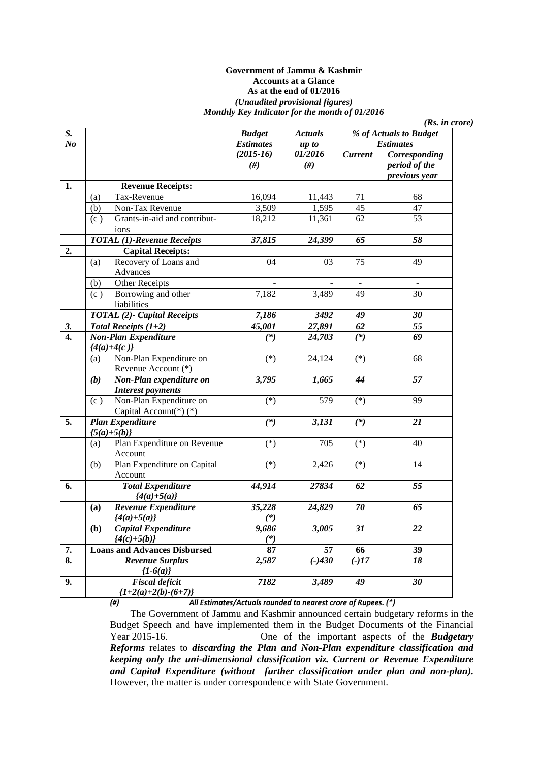**Government of Jammu & Kashmir**
**Accounts at a Glance**
**As at the end of 01/2016**
***(Unaudited provisional figures)***
***Monthly Key Indicator for the month of 01/2016***

***(Rs. in crore)***

| S. No | | | Budget Estimates (2015-16) (#) | Actuals up to 01/2016 (#) | % of Actuals to Budget Estimates | |
|---|---|---|---|---|---|---|
| | | | | | Current | Corresponding period of the previous year |
| **1.** | **Revenue Receipts:** | | | | | |
| | (a) | Tax-Revenue | 16,094 | 11,443 | 71 | 68 |
| | (b) | Non-Tax Revenue | 3,509 | 1,595 | 45 | 47 |
| | (c ) | Grants-in-aid and contributions | 18,212 | 11,361 | 62 | 53 |
| | ***TOTAL (1)-Revenue Receipts*** | | ***37,815*** | ***24,399*** | ***65*** | ***58*** |
| **2.** | **Capital Receipts:** | | | | | |
| | (a) | Recovery of Loans and Advances | 04 | 03 | 75 | 49 |
| | (b) | Other Receipts | - | - | - | - |
| | (c ) | Borrowing and other liabilities | 7,182 | 3,489 | 49 | 30 |
| | ***TOTAL (2)- Capital Receipts*** | | ***7,186*** | ***3492*** | ***49*** | ***30*** |
| ***3.*** | ***Total Receipts (1+2)*** | | ***45,001*** | ***27,891*** | ***62*** | ***55*** |
| **4.** | ***Non-Plan Expenditure {4(a)+4(c )}*** | | ***(\*)*** | ***24,703*** | ***(\*)*** | ***69*** |
| | (a) | Non-Plan Expenditure on Revenue Account (*) | (*) | 24,124 | (*) | 68 |
| | ***(b)*** | ***Non-Plan expenditure on Interest payments*** | ***3,795*** | ***1,665*** | ***44*** | ***57*** |
| | (c ) | Non-Plan Expenditure on Capital Account(*) (*) | (*) | 579 | (*) | 99 |
| **5.** | ***Plan Expenditure {5(a)+5(b)}*** | | ***(\*)*** | ***3,131*** | ***(\*)*** | ***21*** |
| | (a) | Plan Expenditure on Revenue Account | (*) | 705 | (*) | 40 |
| | (b) | Plan Expenditure on Capital Account | (*) | 2,426 | (*) | 14 |
| **6.** | ***Total Expenditure {4(a)+5(a)}*** | | ***44,914*** | ***27834*** | ***62*** | ***55*** |
| | **(a)** | ***Revenue Expenditure {4(a)+5(a)}*** | ***35,228 (\*)*** | ***24,829*** | ***70*** | ***65*** |
| | **(b)** | ***Capital Expenditure {4(c)+5(b)}*** | ***9,686 (\*)*** | ***3,005*** | ***31*** | ***22*** |
| **7.** | **Loans and Advances Disbursed** | | **87** | **57** | **66** | **39** |
| **8.** | ***Revenue Surplus {1-6(a)}*** | | ***2,587*** | ***(-)430*** | ***(-)17*** | ***18*** |
| **9.** | ***Fiscal deficit {1+2(a)+2(b)-(6+7)}*** | | ***7182*** | ***3,489*** | ***49*** | ***30*** |

*(#) All Estimates/Actuals rounded to nearest crore of Rupees. (\*)*

The Government of Jammu and Kashmir announced certain budgetary reforms in the Budget Speech and have implemented them in the Budget Documents of the Financial Year 2015-16. One of the important aspects of the ***Budgetary Reforms*** relates to ***discarding the Plan and Non-Plan expenditure classification and keeping only the uni-dimensional classification viz. Current or Revenue Expenditure and Capital Expenditure (without further classification under plan and non-plan).*** However, the matter is under correspondence with State Government.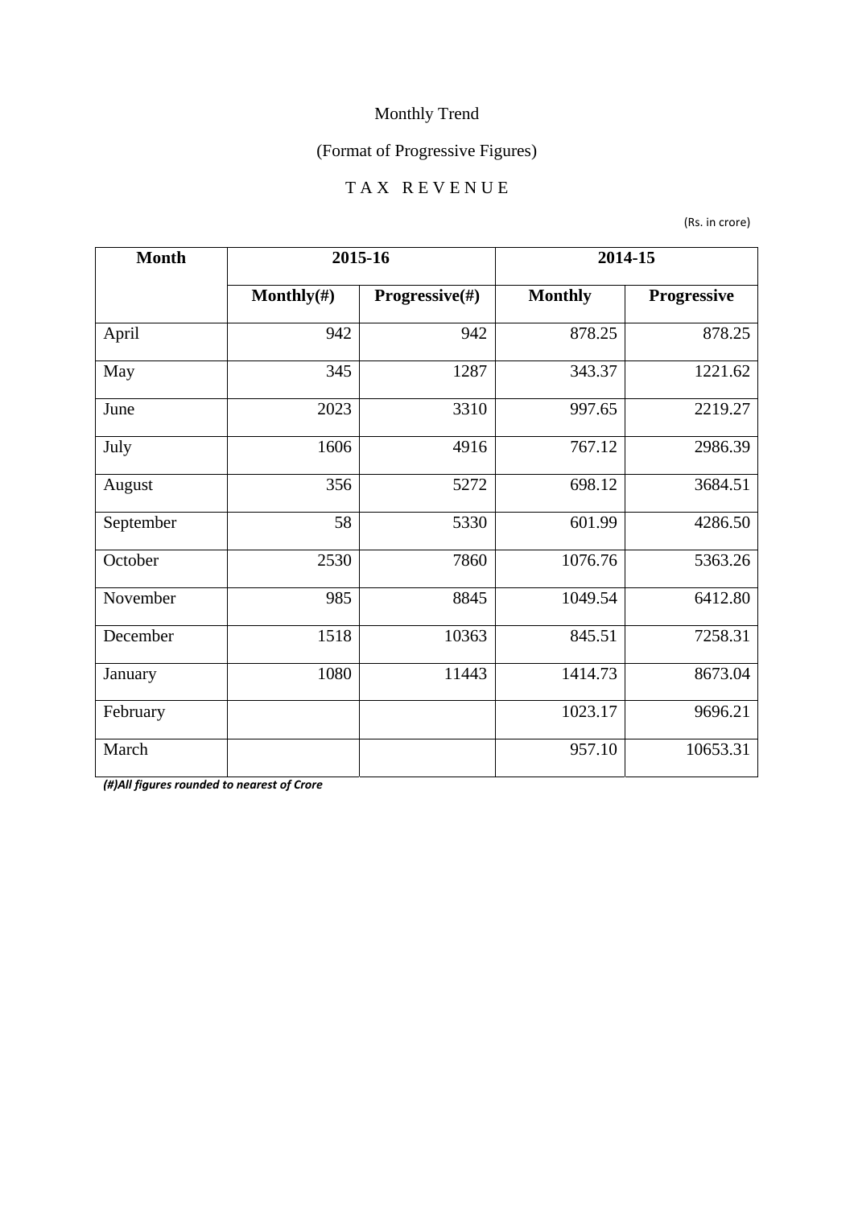Monthly Trend

(Format of Progressive Figures)

TAX REVENUE

(Rs. in crore)

| Month | 2015-16 | | 2014-15 | |
|---|---|---|---|---|
| | Monthly(#) | Progressive(#) | Monthly | Progressive |
| April | 942 | 942 | 878.25 | 878.25 |
| May | 345 | 1287 | 343.37 | 1221.62 |
| June | 2023 | 3310 | 997.65 | 2219.27 |
| July | 1606 | 4916 | 767.12 | 2986.39 |
| August | 356 | 5272 | 698.12 | 3684.51 |
| September | 58 | 5330 | 601.99 | 4286.50 |
| October | 2530 | 7860 | 1076.76 | 5363.26 |
| November | 985 | 8845 | 1049.54 | 6412.80 |
| December | 1518 | 10363 | 845.51 | 7258.31 |
| January | 1080 | 11443 | 1414.73 | 8673.04 |
| February | | | 1023.17 | 9696.21 |
| March | | | 957.10 | 10653.31 |

***(#)All figures rounded to nearest of Crore***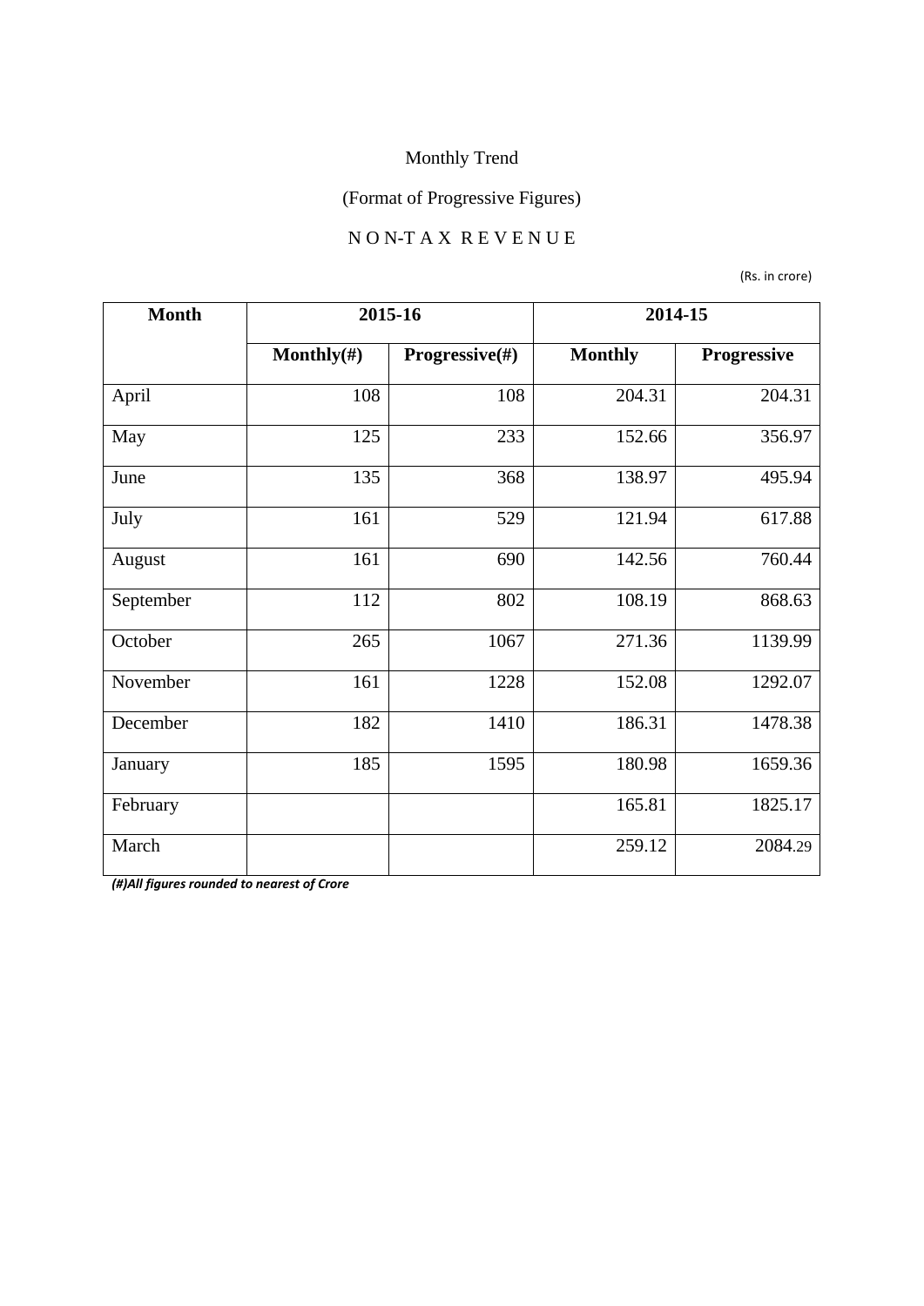Monthly Trend

(Format of Progressive Figures)

N O N-T A X R E V E N U E

(Rs. in crore)

| Month | 2015-16 | | 2014-15 | |
|---|---|---|---|---|
| | Monthly(#) | Progressive(#) | Monthly | Progressive |
| April | 108 | 108 | 204.31 | 204.31 |
| May | 125 | 233 | 152.66 | 356.97 |
| June | 135 | 368 | 138.97 | 495.94 |
| July | 161 | 529 | 121.94 | 617.88 |
| August | 161 | 690 | 142.56 | 760.44 |
| September | 112 | 802 | 108.19 | 868.63 |
| October | 265 | 1067 | 271.36 | 1139.99 |
| November | 161 | 1228 | 152.08 | 1292.07 |
| December | 182 | 1410 | 186.31 | 1478.38 |
| January | 185 | 1595 | 180.98 | 1659.36 |
| February | | | 165.81 | 1825.17 |
| March | | | 259.12 | 2084.29 |

***(#)All figures rounded to nearest of Crore***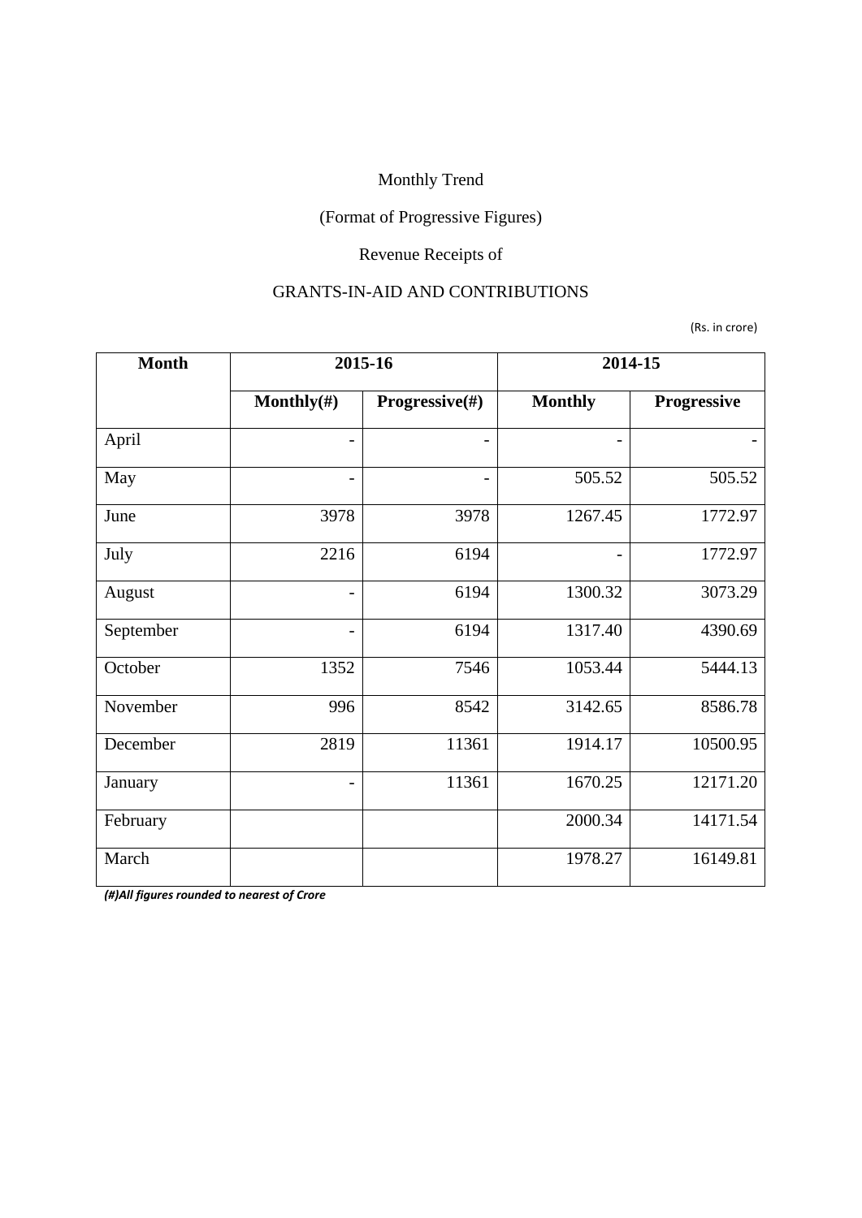Monthly Trend

(Format of Progressive Figures)

Revenue Receipts of

GRANTS-IN-AID AND CONTRIBUTIONS

(Rs. in crore)

| Month | 2015-16 | | 2014-15 | |
|---|---|---|---|---|
| | **Monthly(#)** | **Progressive(#)** | **Monthly** | **Progressive** |
| April | - | - | - | - |
| May | - | - | 505.52 | 505.52 |
| June | 3978 | 3978 | 1267.45 | 1772.97 |
| July | 2216 | 6194 | - | 1772.97 |
| August | - | 6194 | 1300.32 | 3073.29 |
| September | - | 6194 | 1317.40 | 4390.69 |
| October | 1352 | 7546 | 1053.44 | 5444.13 |
| November | 996 | 8542 | 3142.65 | 8586.78 |
| December | 2819 | 11361 | 1914.17 | 10500.95 |
| January | - | 11361 | 1670.25 | 12171.20 |
| February | | | 2000.34 | 14171.54 |
| March | | | 1978.27 | 16149.81 |

***(#)All figures rounded to nearest of Crore***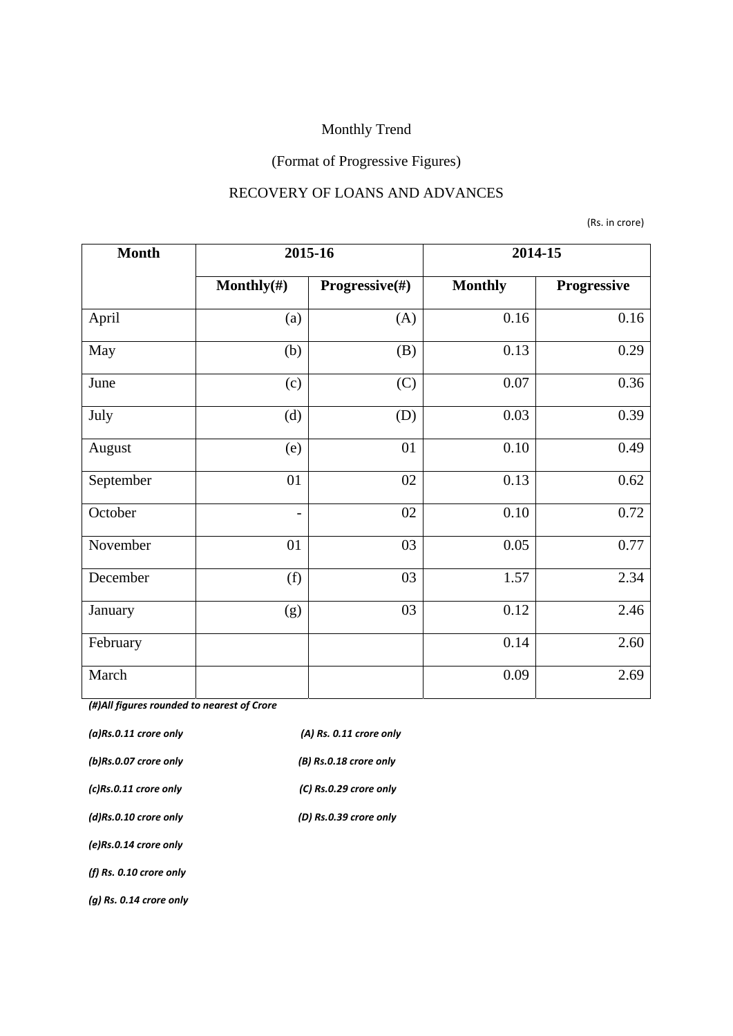Monthly Trend

(Format of Progressive Figures)

RECOVERY OF LOANS AND ADVANCES

(Rs. in crore)

| Month | 2015-16 | | 2014-15 | |
|---|---|---|---|---|
| | Monthly(#) | Progressive(#) | Monthly | Progressive |
| April | (a) | (A) | 0.16 | 0.16 |
| May | (b) | (B) | 0.13 | 0.29 |
| June | (c) | (C) | 0.07 | 0.36 |
| July | (d) | (D) | 0.03 | 0.39 |
| August | (e) | 01 | 0.10 | 0.49 |
| September | 01 | 02 | 0.13 | 0.62 |
| October | - | 02 | 0.10 | 0.72 |
| November | 01 | 03 | 0.05 | 0.77 |
| December | (f) | 03 | 1.57 | 2.34 |
| January | (g) | 03 | 0.12 | 2.46 |
| February | | | 0.14 | 2.60 |
| March | | | 0.09 | 2.69 |

*(#)All figures rounded to nearest of Crore*

*(a)Rs.0.11 crore only* *(A) Rs. 0.11 crore only*

*(b)Rs.0.07 crore only* *(B) Rs.0.18 crore only*

*(c)Rs.0.11 crore only* *(C) Rs.0.29 crore only*

*(d)Rs.0.10 crore only* *(D) Rs.0.39 crore only*

*(e)Rs.0.14 crore only*

*(f) Rs. 0.10 crore only*

*(g) Rs. 0.14 crore only*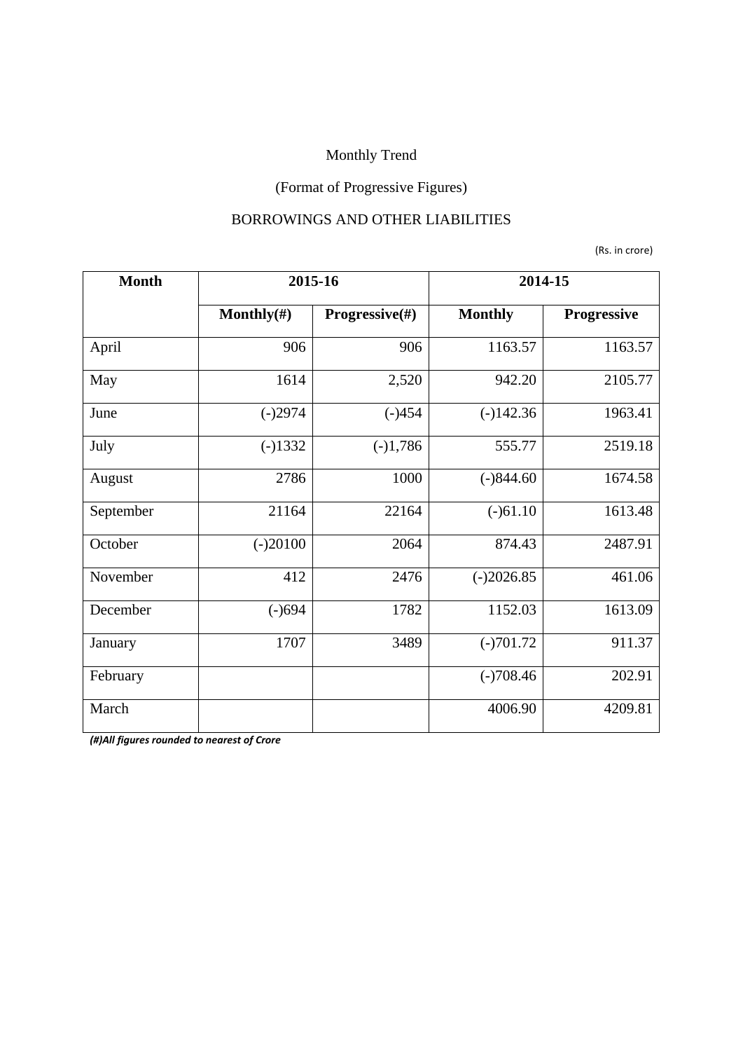Monthly Trend

(Format of Progressive Figures)

BORROWINGS AND OTHER LIABILITIES

(Rs. in crore)

| Month | 2015-16 | | 2014-15 | |
|---|---|---|---|---|
| | Monthly(#) | Progressive(#) | Monthly | Progressive |
| April | 906 | 906 | 1163.57 | 1163.57 |
| May | 1614 | 2,520 | 942.20 | 2105.77 |
| June | (-)2974 | (-)454 | (-)142.36 | 1963.41 |
| July | (-)1332 | (-)1,786 | 555.77 | 2519.18 |
| August | 2786 | 1000 | (-)844.60 | 1674.58 |
| September | 21164 | 22164 | (-)61.10 | 1613.48 |
| October | (-)20100 | 2064 | 874.43 | 2487.91 |
| November | 412 | 2476 | (-)2026.85 | 461.06 |
| December | (-)694 | 1782 | 1152.03 | 1613.09 |
| January | 1707 | 3489 | (-)701.72 | 911.37 |
| February | | | (-)708.46 | 202.91 |
| March | | | 4006.90 | 4209.81 |

***(#)All figures rounded to nearest of Crore***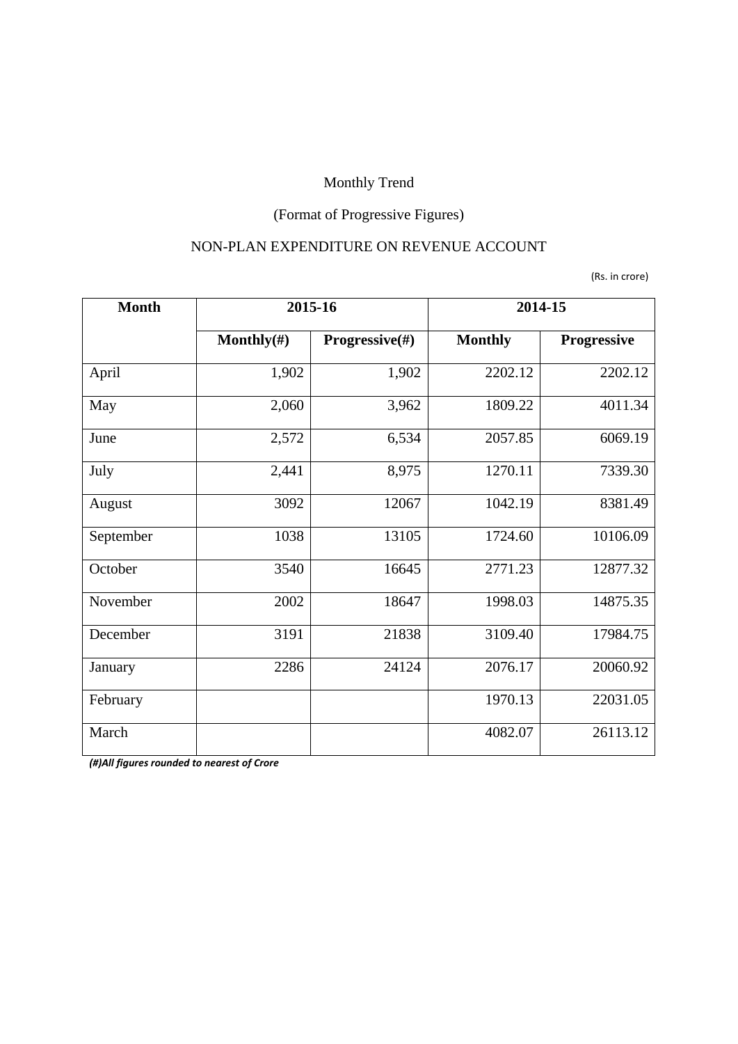Monthly Trend

(Format of Progressive Figures)

NON-PLAN EXPENDITURE ON REVENUE ACCOUNT

(Rs. in crore)

| Month | 2015-16 | | 2014-15 | |
|---|---|---|---|---|
| | Monthly(#) | Progressive(#) | Monthly | Progressive |
| April | 1,902 | 1,902 | 2202.12 | 2202.12 |
| May | 2,060 | 3,962 | 1809.22 | 4011.34 |
| June | 2,572 | 6,534 | 2057.85 | 6069.19 |
| July | 2,441 | 8,975 | 1270.11 | 7339.30 |
| August | 3092 | 12067 | 1042.19 | 8381.49 |
| September | 1038 | 13105 | 1724.60 | 10106.09 |
| October | 3540 | 16645 | 2771.23 | 12877.32 |
| November | 2002 | 18647 | 1998.03 | 14875.35 |
| December | 3191 | 21838 | 3109.40 | 17984.75 |
| January | 2286 | 24124 | 2076.17 | 20060.92 |
| February | | | 1970.13 | 22031.05 |
| March | | | 4082.07 | 26113.12 |

***(#)All figures rounded to nearest of Crore***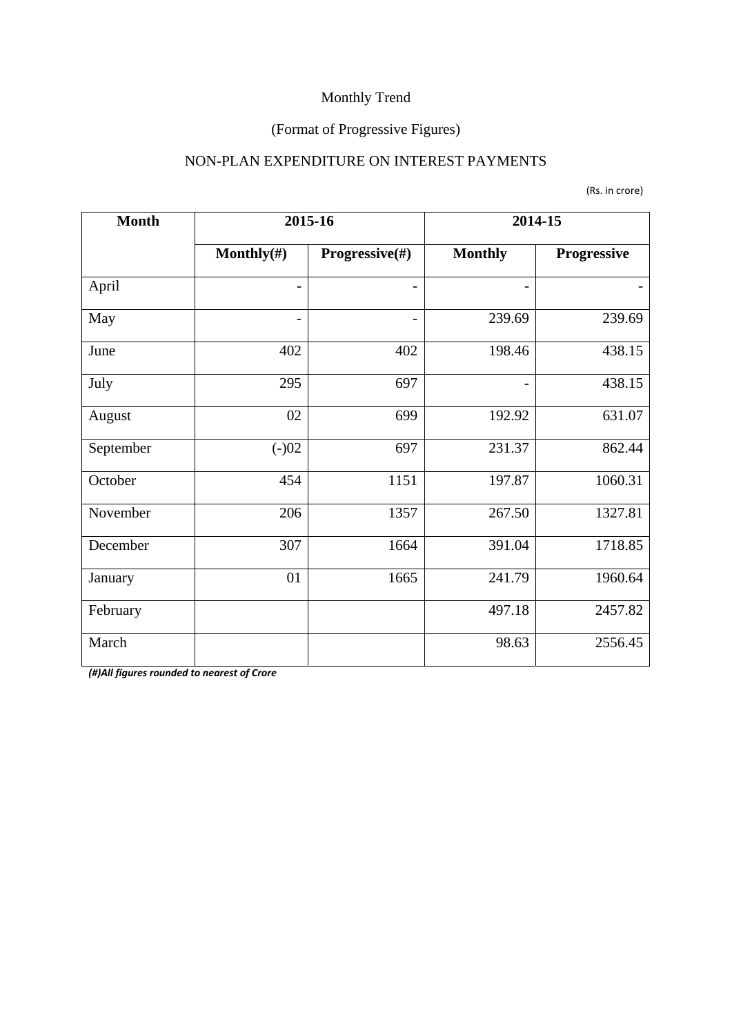Monthly Trend

(Format of Progressive Figures)

NON-PLAN EXPENDITURE ON INTEREST PAYMENTS

(Rs. in crore)

| Month | 2015-16 | | 2014-15 | |
|---|---|---|---|---|
| | Monthly(#) | Progressive(#) | Monthly | Progressive |
| April | - | - | - | - |
| May | - | - | 239.69 | 239.69 |
| June | 402 | 402 | 198.46 | 438.15 |
| July | 295 | 697 | - | 438.15 |
| August | 02 | 699 | 192.92 | 631.07 |
| September | (-)02 | 697 | 231.37 | 862.44 |
| October | 454 | 1151 | 197.87 | 1060.31 |
| November | 206 | 1357 | 267.50 | 1327.81 |
| December | 307 | 1664 | 391.04 | 1718.85 |
| January | 01 | 1665 | 241.79 | 1960.64 |
| February | | | 497.18 | 2457.82 |
| March | | | 98.63 | 2556.45 |

***(#)All figures rounded to nearest of Crore***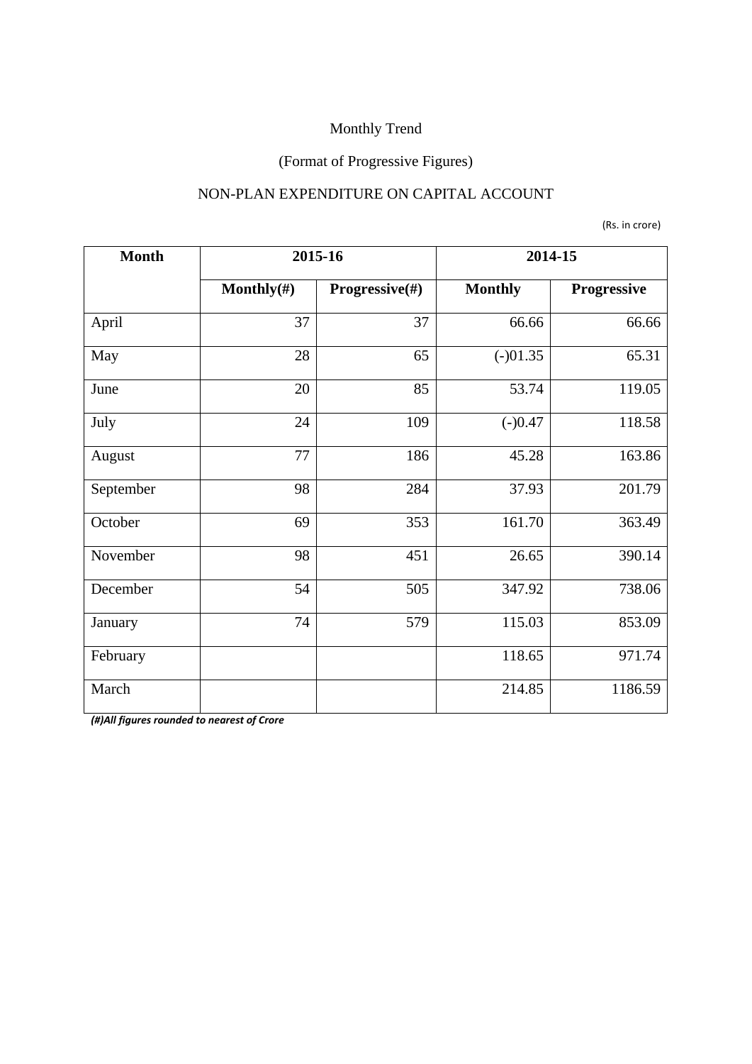Monthly Trend

(Format of Progressive Figures)

NON-PLAN EXPENDITURE ON CAPITAL ACCOUNT

(Rs. in crore)

| Month | 2015-16 | | 2014-15 | |
|---|---|---|---|---|
| | Monthly(#) | Progressive(#) | Monthly | Progressive |
| April | 37 | 37 | 66.66 | 66.66 |
| May | 28 | 65 | (-)01.35 | 65.31 |
| June | 20 | 85 | 53.74 | 119.05 |
| July | 24 | 109 | (-)0.47 | 118.58 |
| August | 77 | 186 | 45.28 | 163.86 |
| September | 98 | 284 | 37.93 | 201.79 |
| October | 69 | 353 | 161.70 | 363.49 |
| November | 98 | 451 | 26.65 | 390.14 |
| December | 54 | 505 | 347.92 | 738.06 |
| January | 74 | 579 | 115.03 | 853.09 |
| February | | | 118.65 | 971.74 |
| March | | | 214.85 | 1186.59 |

***(#)All figures rounded to nearest of Crore***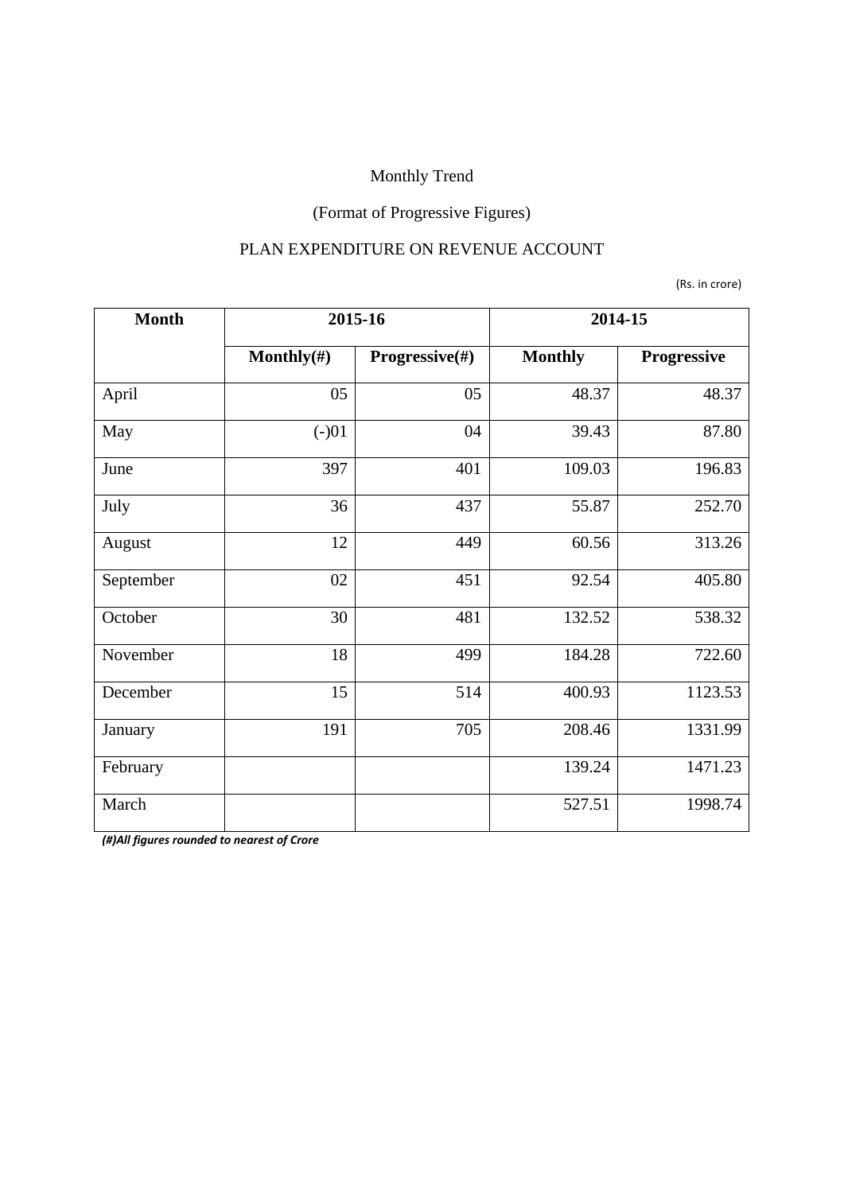Monthly Trend

(Format of Progressive Figures)

PLAN EXPENDITURE ON REVENUE ACCOUNT

(Rs. in crore)

| Month | 2015-16 | | 2014-15 | |
|---|---|---|---|---|
| | Monthly(#) | Progressive(#) | Monthly | Progressive |
| April | 05 | 05 | 48.37 | 48.37 |
| May | (-)01 | 04 | 39.43 | 87.80 |
| June | 397 | 401 | 109.03 | 196.83 |
| July | 36 | 437 | 55.87 | 252.70 |
| August | 12 | 449 | 60.56 | 313.26 |
| September | 02 | 451 | 92.54 | 405.80 |
| October | 30 | 481 | 132.52 | 538.32 |
| November | 18 | 499 | 184.28 | 722.60 |
| December | 15 | 514 | 400.93 | 1123.53 |
| January | 191 | 705 | 208.46 | 1331.99 |
| February | | | 139.24 | 1471.23 |
| March | | | 527.51 | 1998.74 |

***(#)All figures rounded to nearest of Crore***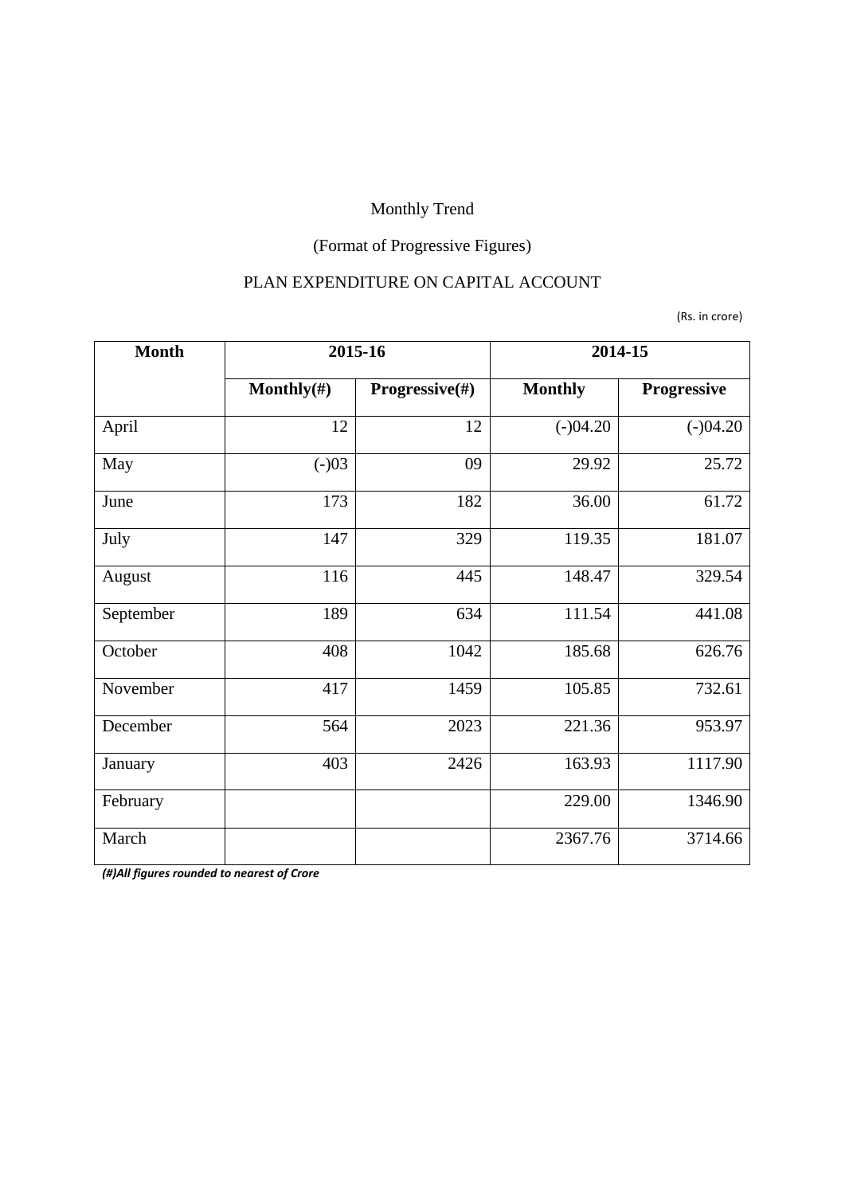Monthly Trend

(Format of Progressive Figures)

PLAN EXPENDITURE ON CAPITAL ACCOUNT

(Rs. in crore)

| Month | 2015-16 | | 2014-15 | |
|---|---|---|---|---|
| | **Monthly(#)** | **Progressive(#)** | **Monthly** | **Progressive** |
| April | 12 | 12 | (-)04.20 | (-)04.20 |
| May | (-)03 | 09 | 29.92 | 25.72 |
| June | 173 | 182 | 36.00 | 61.72 |
| July | 147 | 329 | 119.35 | 181.07 |
| August | 116 | 445 | 148.47 | 329.54 |
| September | 189 | 634 | 111.54 | 441.08 |
| October | 408 | 1042 | 185.68 | 626.76 |
| November | 417 | 1459 | 105.85 | 732.61 |
| December | 564 | 2023 | 221.36 | 953.97 |
| January | 403 | 2426 | 163.93 | 1117.90 |
| February | | | 229.00 | 1346.90 |
| March | | | 2367.76 | 3714.66 |

***(#)All figures rounded to nearest of Crore***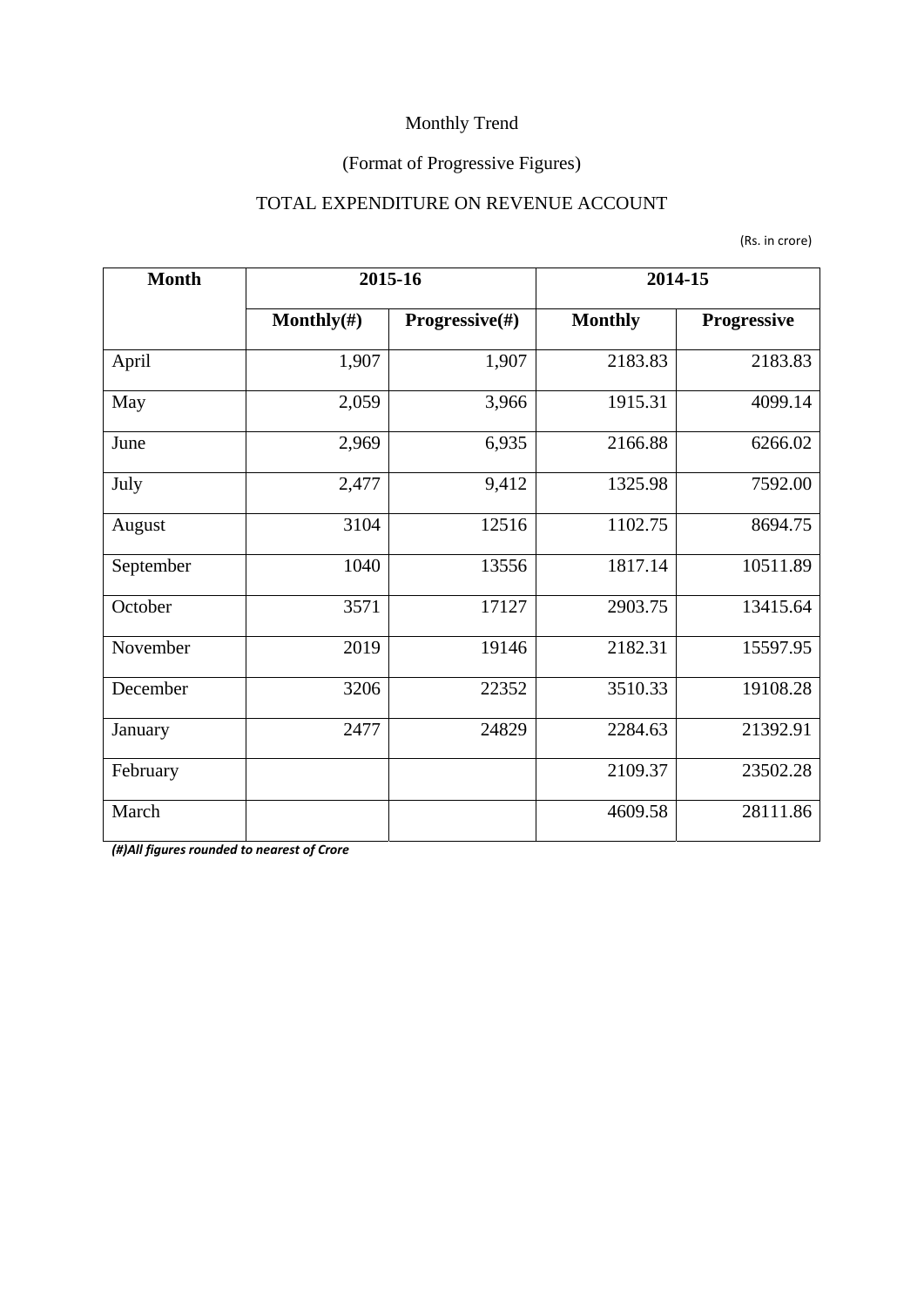Monthly Trend

(Format of Progressive Figures)

TOTAL EXPENDITURE ON REVENUE ACCOUNT

(Rs. in crore)

| Month | 2015-16 | | 2014-15 | |
|---|---|---|---|---|
| | Monthly(#) | Progressive(#) | Monthly | Progressive |
| April | 1,907 | 1,907 | 2183.83 | 2183.83 |
| May | 2,059 | 3,966 | 1915.31 | 4099.14 |
| June | 2,969 | 6,935 | 2166.88 | 6266.02 |
| July | 2,477 | 9,412 | 1325.98 | 7592.00 |
| August | 3104 | 12516 | 1102.75 | 8694.75 |
| September | 1040 | 13556 | 1817.14 | 10511.89 |
| October | 3571 | 17127 | 2903.75 | 13415.64 |
| November | 2019 | 19146 | 2182.31 | 15597.95 |
| December | 3206 | 22352 | 3510.33 | 19108.28 |
| January | 2477 | 24829 | 2284.63 | 21392.91 |
| February | | | 2109.37 | 23502.28 |
| March | | | 4609.58 | 28111.86 |

***(#)All figures rounded to nearest of Crore***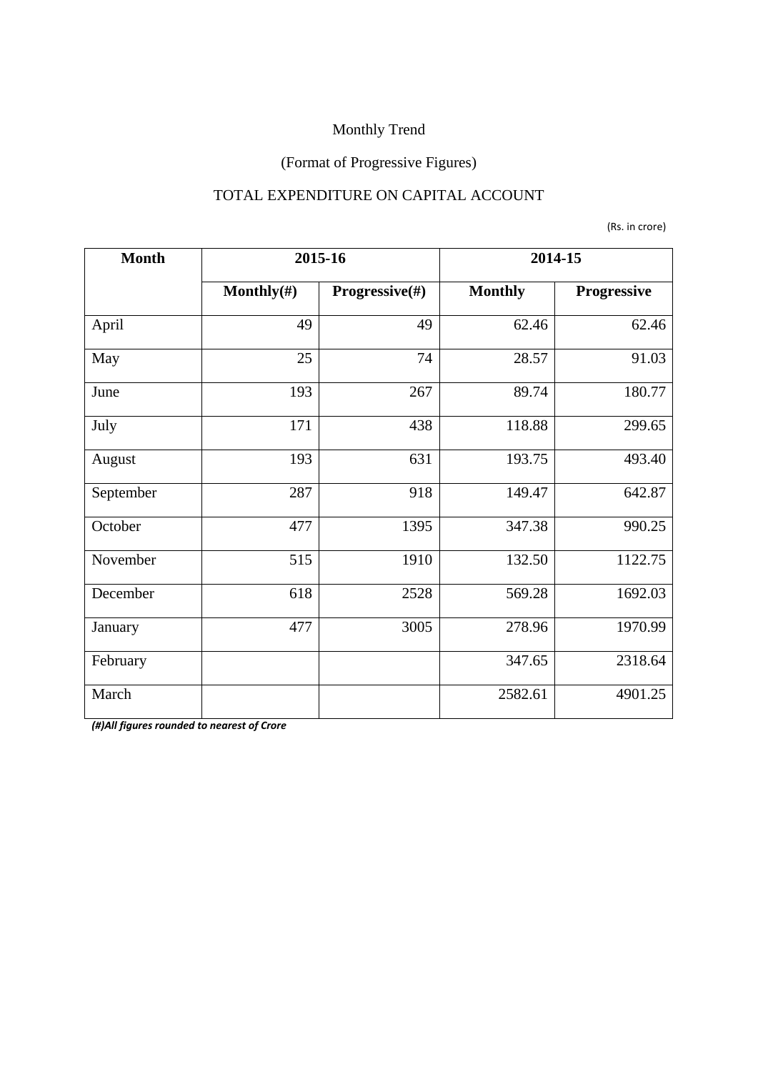Monthly Trend

(Format of Progressive Figures)

TOTAL EXPENDITURE ON CAPITAL ACCOUNT

(Rs. in crore)

| Month | 2015-16 | | 2014-15 | |
|---|---|---|---|---|
| | Monthly(#) | Progressive(#) | Monthly | Progressive |
| April | 49 | 49 | 62.46 | 62.46 |
| May | 25 | 74 | 28.57 | 91.03 |
| June | 193 | 267 | 89.74 | 180.77 |
| July | 171 | 438 | 118.88 | 299.65 |
| August | 193 | 631 | 193.75 | 493.40 |
| September | 287 | 918 | 149.47 | 642.87 |
| October | 477 | 1395 | 347.38 | 990.25 |
| November | 515 | 1910 | 132.50 | 1122.75 |
| December | 618 | 2528 | 569.28 | 1692.03 |
| January | 477 | 3005 | 278.96 | 1970.99 |
| February | | | 347.65 | 2318.64 |
| March | | | 2582.61 | 4901.25 |

***(#)All figures rounded to nearest of Crore***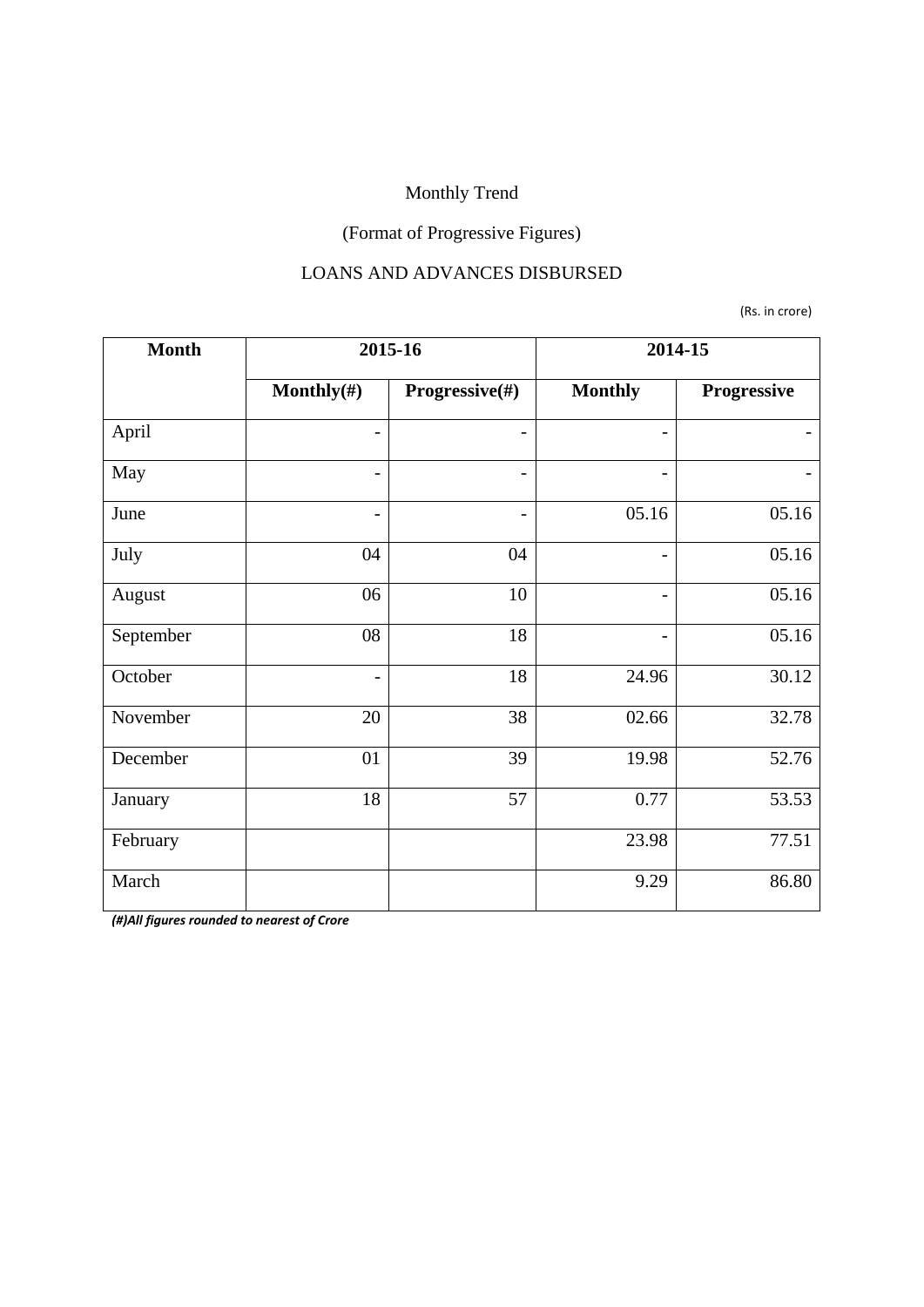Monthly Trend

(Format of Progressive Figures)

LOANS AND ADVANCES DISBURSED

(Rs. in crore)

| Month | 2015-16 | | 2014-15 | |
|---|---|---|---|---|
| | Monthly(#) | Progressive(#) | Monthly | Progressive |
| April | - | - | - | - |
| May | - | - | - | - |
| June | - | - | 05.16 | 05.16 |
| July | 04 | 04 | - | 05.16 |
| August | 06 | 10 | - | 05.16 |
| September | 08 | 18 | - | 05.16 |
| October | - | 18 | 24.96 | 30.12 |
| November | 20 | 38 | 02.66 | 32.78 |
| December | 01 | 39 | 19.98 | 52.76 |
| January | 18 | 57 | 0.77 | 53.53 |
| February | | | 23.98 | 77.51 |
| March | | | 9.29 | 86.80 |

***(#)All figures rounded to nearest of Crore***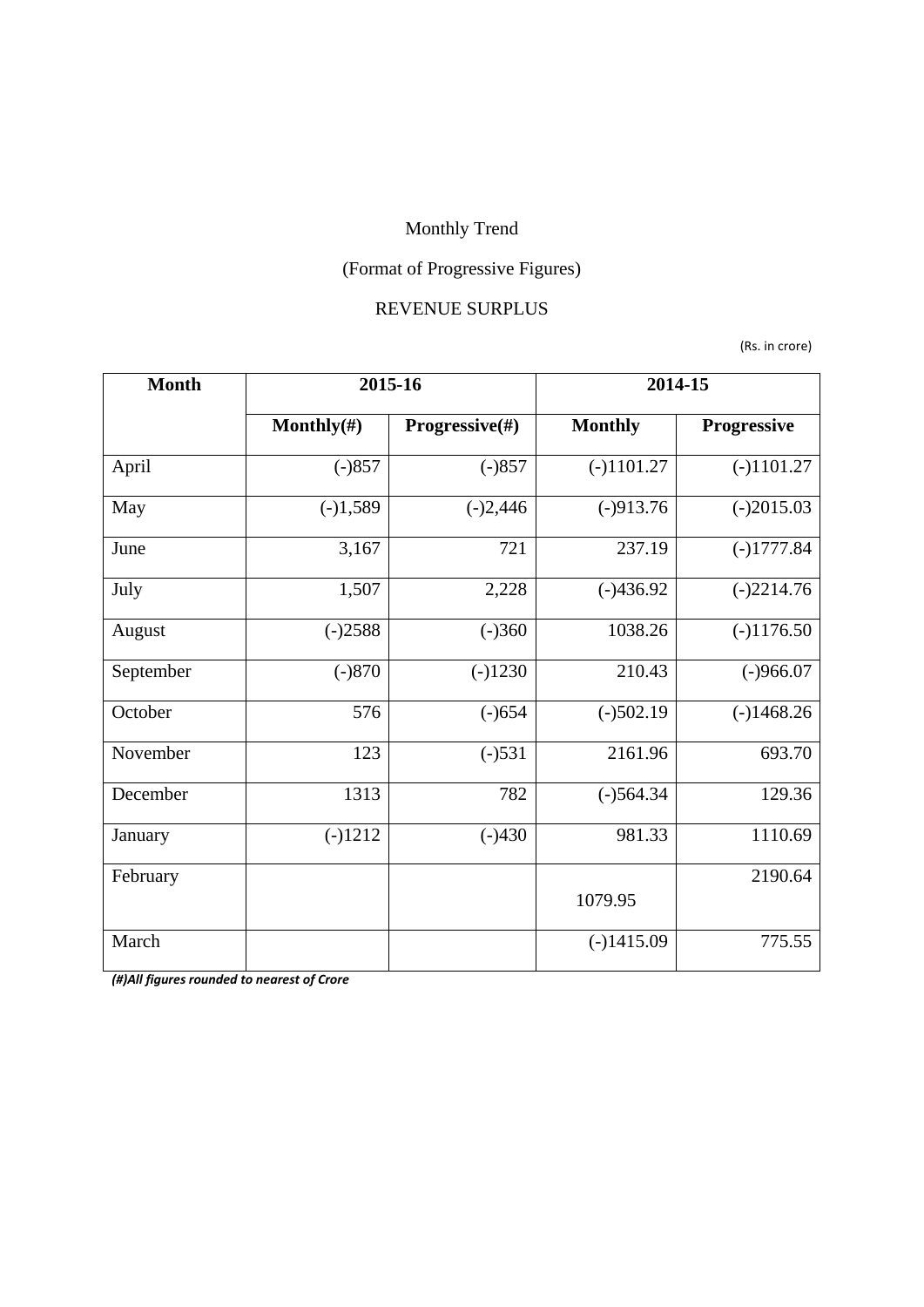Monthly Trend

(Format of Progressive Figures)

REVENUE SURPLUS

(Rs. in crore)

| Month | 2015-16 | | 2014-15 | |
|---|---|---|---|---|
| | Monthly(#) | Progressive(#) | Monthly | Progressive |
| April | (-)857 | (-)857 | (-)1101.27 | (-)1101.27 |
| May | (-)1,589 | (-)2,446 | (-)913.76 | (-)2015.03 |
| June | 3,167 | 721 | 237.19 | (-)1777.84 |
| July | 1,507 | 2,228 | (-)436.92 | (-)2214.76 |
| August | (-)2588 | (-)360 | 1038.26 | (-)1176.50 |
| September | (-)870 | (-)1230 | 210.43 | (-)966.07 |
| October | 576 | (-)654 | (-)502.19 | (-)1468.26 |
| November | 123 | (-)531 | 2161.96 | 693.70 |
| December | 1313 | 782 | (-)564.34 | 129.36 |
| January | (-)1212 | (-)430 | 981.33 | 1110.69 |
| February | | | 1079.95 | 2190.64 |
| March | | | (-)1415.09 | 775.55 |

***(#)All figures rounded to nearest of Crore***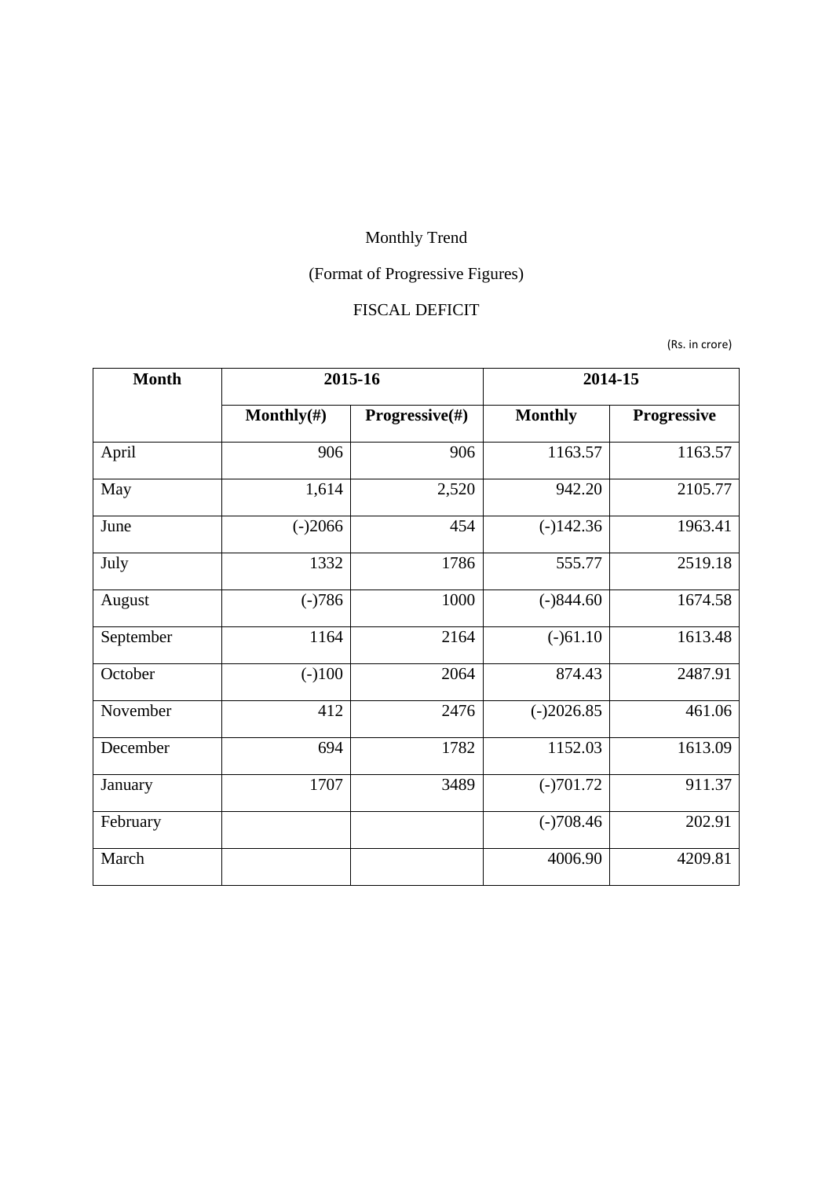Monthly Trend

(Format of Progressive Figures)

FISCAL DEFICIT

(Rs. in crore)

| Month | 2015-16 | | 2014-15 | |
|---|---|---|---|---|
| | Monthly(#) | Progressive(#) | Monthly | Progressive |
| April | 906 | 906 | 1163.57 | 1163.57 |
| May | 1,614 | 2,520 | 942.20 | 2105.77 |
| June | (-)2066 | 454 | (-)142.36 | 1963.41 |
| July | 1332 | 1786 | 555.77 | 2519.18 |
| August | (-)786 | 1000 | (-)844.60 | 1674.58 |
| September | 1164 | 2164 | (-)61.10 | 1613.48 |
| October | (-)100 | 2064 | 874.43 | 2487.91 |
| November | 412 | 2476 | (-)2026.85 | 461.06 |
| December | 694 | 1782 | 1152.03 | 1613.09 |
| January | 1707 | 3489 | (-)701.72 | 911.37 |
| February | | | (-)708.46 | 202.91 |
| March | | | 4006.90 | 4209.81 |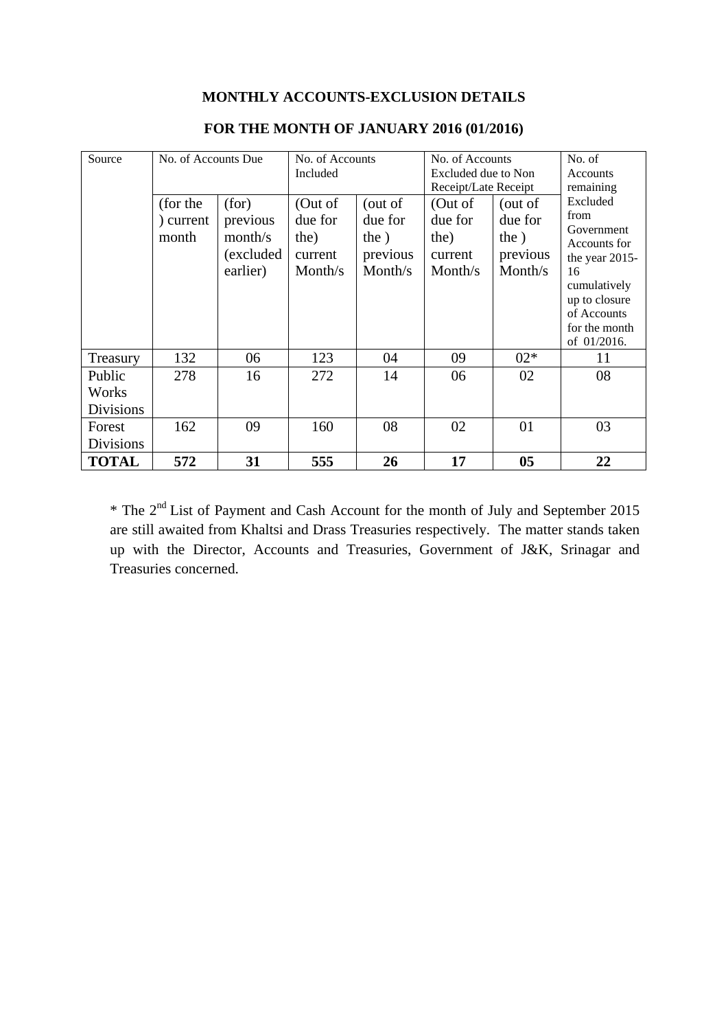**MONTHLY ACCOUNTS-EXCLUSION DETAILS**

**FOR THE MONTH OF JANUARY 2016 (01/2016)**

| Source | No. of Accounts Due | | No. of Accounts Included | | No. of Accounts Excluded due to Non Receipt/Late Receipt | | No. of Accounts remaining Excluded from Government Accounts for the year 2015-16 cumulatively up to closure of Accounts for the month of 01/2016. |
|---|---|---|---|---|---|---|---|
| | (for the ) current month | (for) previous month/s (excluded earlier) | (Out of due for the) current Month/s | (out of due for the ) previous Month/s | (Out of due for the) current Month/s | (out of due for the ) previous Month/s | |
| Treasury | 132 | 06 | 123 | 04 | 09 | 02* | 11 |
| Public Works Divisions | 278 | 16 | 272 | 14 | 06 | 02 | 08 |
| Forest Divisions | 162 | 09 | 160 | 08 | 02 | 01 | 03 |
| **TOTAL** | **572** | **31** | **555** | **26** | **17** | **05** | **22** |

* The 2nd List of Payment and Cash Account for the month of July and September 2015 are still awaited from Khaltsi and Drass Treasuries respectively. The matter stands taken up with the Director, Accounts and Treasuries, Government of J&K, Srinagar and Treasuries concerned.